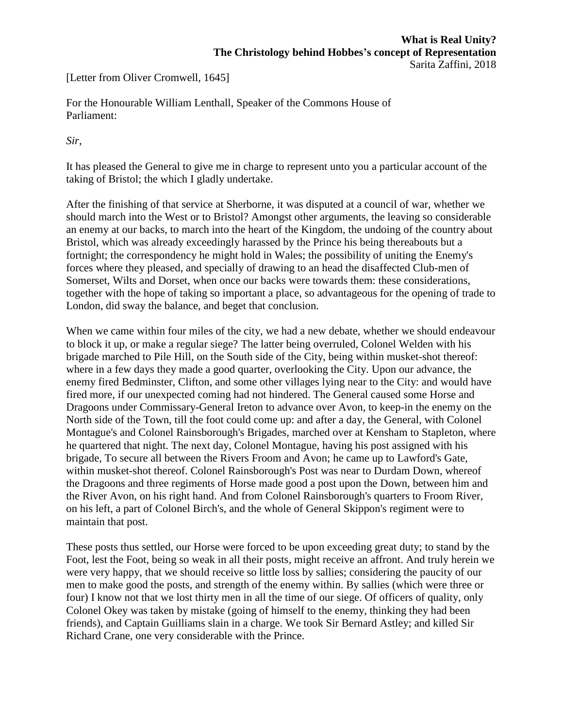**What is Real Unity?**
**The Christology behind Hobbes's concept of Representation**
Sarita Zaffini, 2018

[Letter from Oliver Cromwell, 1645]

For the Honourable William Lenthall, Speaker of the Commons House of Parliament:

*Sir*,

It has pleased the General to give me in charge to represent unto you a particular account of the taking of Bristol; the which I gladly undertake.

After the finishing of that service at Sherborne, it was disputed at a council of war, whether we should march into the West or to Bristol? Amongst other arguments, the leaving so considerable an enemy at our backs, to march into the heart of the Kingdom, the undoing of the country about Bristol, which was already exceedingly harassed by the Prince his being thereabouts but a fortnight; the correspondency he might hold in Wales; the possibility of uniting the Enemy's forces where they pleased, and specially of drawing to an head the disaffected Club-men of Somerset, Wilts and Dorset, when once our backs were towards them: these considerations, together with the hope of taking so important a place, so advantageous for the opening of trade to London, did sway the balance, and beget that conclusion.

When we came within four miles of the city, we had a new debate, whether we should endeavour to block it up, or make a regular siege? The latter being overruled, Colonel Welden with his brigade marched to Pile Hill, on the South side of the City, being within musket-shot thereof: where in a few days they made a good quarter, overlooking the City. Upon our advance, the enemy fired Bedminster, Clifton, and some other villages lying near to the City: and would have fired more, if our unexpected coming had not hindered. The General caused some Horse and Dragoons under Commissary-General Ireton to advance over Avon, to keep-in the enemy on the North side of the Town, till the foot could come up: and after a day, the General, with Colonel Montague's and Colonel Rainsborough's Brigades, marched over at Kensham to Stapleton, where he quartered that night. The next day, Colonel Montague, having his post assigned with his brigade, To secure all between the Rivers Froom and Avon; he came up to Lawford's Gate, within musket-shot thereof. Colonel Rainsborough's Post was near to Durdam Down, whereof the Dragoons and three regiments of Horse made good a post upon the Down, between him and the River Avon, on his right hand. And from Colonel Rainsborough's quarters to Froom River, on his left, a part of Colonel Birch's, and the whole of General Skippon's regiment were to maintain that post.

These posts thus settled, our Horse were forced to be upon exceeding great duty; to stand by the Foot, lest the Foot, being so weak in all their posts, might receive an affront. And truly herein we were very happy, that we should receive so little loss by sallies; considering the paucity of our men to make good the posts, and strength of the enemy within. By sallies (which were three or four) I know not that we lost thirty men in all the time of our siege. Of officers of quality, only Colonel Okey was taken by mistake (going of himself to the enemy, thinking they had been friends), and Captain Guilliams slain in a charge. We took Sir Bernard Astley; and killed Sir Richard Crane, one very considerable with the Prince.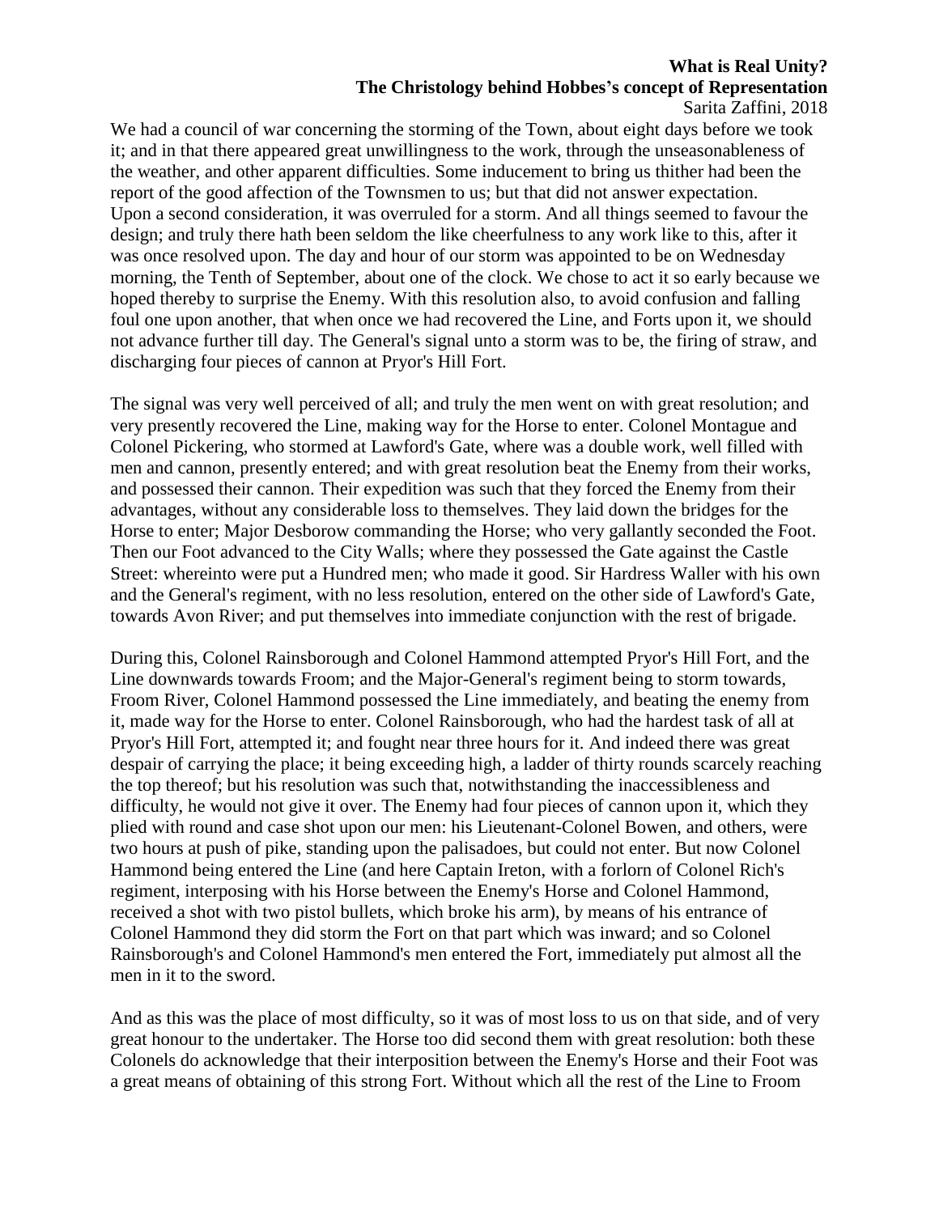We had a council of war concerning the storming of the Town, about eight days before we took it; and in that there appeared great unwillingness to the work, through the unseasonableness of the weather, and other apparent difficulties. Some inducement to bring us thither had been the report of the good affection of the Townsmen to us; but that did not answer expectation. Upon a second consideration, it was overruled for a storm. And all things seemed to favour the design; and truly there hath been seldom the like cheerfulness to any work like to this, after it was once resolved upon. The day and hour of our storm was appointed to be on Wednesday morning, the Tenth of September, about one of the clock. We chose to act it so early because we hoped thereby to surprise the Enemy. With this resolution also, to avoid confusion and falling foul one upon another, that when once we had recovered the Line, and Forts upon it, we should not advance further till day. The General's signal unto a storm was to be, the firing of straw, and discharging four pieces of cannon at Pryor's Hill Fort.

The signal was very well perceived of all; and truly the men went on with great resolution; and very presently recovered the Line, making way for the Horse to enter. Colonel Montague and Colonel Pickering, who stormed at Lawford's Gate, where was a double work, well filled with men and cannon, presently entered; and with great resolution beat the Enemy from their works, and possessed their cannon. Their expedition was such that they forced the Enemy from their advantages, without any considerable loss to themselves. They laid down the bridges for the Horse to enter; Major Desborow commanding the Horse; who very gallantly seconded the Foot. Then our Foot advanced to the City Walls; where they possessed the Gate against the Castle Street: whereinto were put a Hundred men; who made it good. Sir Hardress Waller with his own and the General's regiment, with no less resolution, entered on the other side of Lawford's Gate, towards Avon River; and put themselves into immediate conjunction with the rest of brigade.

During this, Colonel Rainsborough and Colonel Hammond attempted Pryor's Hill Fort, and the Line downwards towards Froom; and the Major-General's regiment being to storm towards, Froom River, Colonel Hammond possessed the Line immediately, and beating the enemy from it, made way for the Horse to enter. Colonel Rainsborough, who had the hardest task of all at Pryor's Hill Fort, attempted it; and fought near three hours for it. And indeed there was great despair of carrying the place; it being exceeding high, a ladder of thirty rounds scarcely reaching the top thereof; but his resolution was such that, notwithstanding the inaccessibleness and difficulty, he would not give it over. The Enemy had four pieces of cannon upon it, which they plied with round and case shot upon our men: his Lieutenant-Colonel Bowen, and others, were two hours at push of pike, standing upon the palisadoes, but could not enter. But now Colonel Hammond being entered the Line (and here Captain Ireton, with a forlorn of Colonel Rich's regiment, interposing with his Horse between the Enemy's Horse and Colonel Hammond, received a shot with two pistol bullets, which broke his arm), by means of his entrance of Colonel Hammond they did storm the Fort on that part which was inward; and so Colonel Rainsborough's and Colonel Hammond's men entered the Fort, immediately put almost all the men in it to the sword.

And as this was the place of most difficulty, so it was of most loss to us on that side, and of very great honour to the undertaker. The Horse too did second them with great resolution: both these Colonels do acknowledge that their interposition between the Enemy's Horse and their Foot was a great means of obtaining of this strong Fort. Without which all the rest of the Line to Froom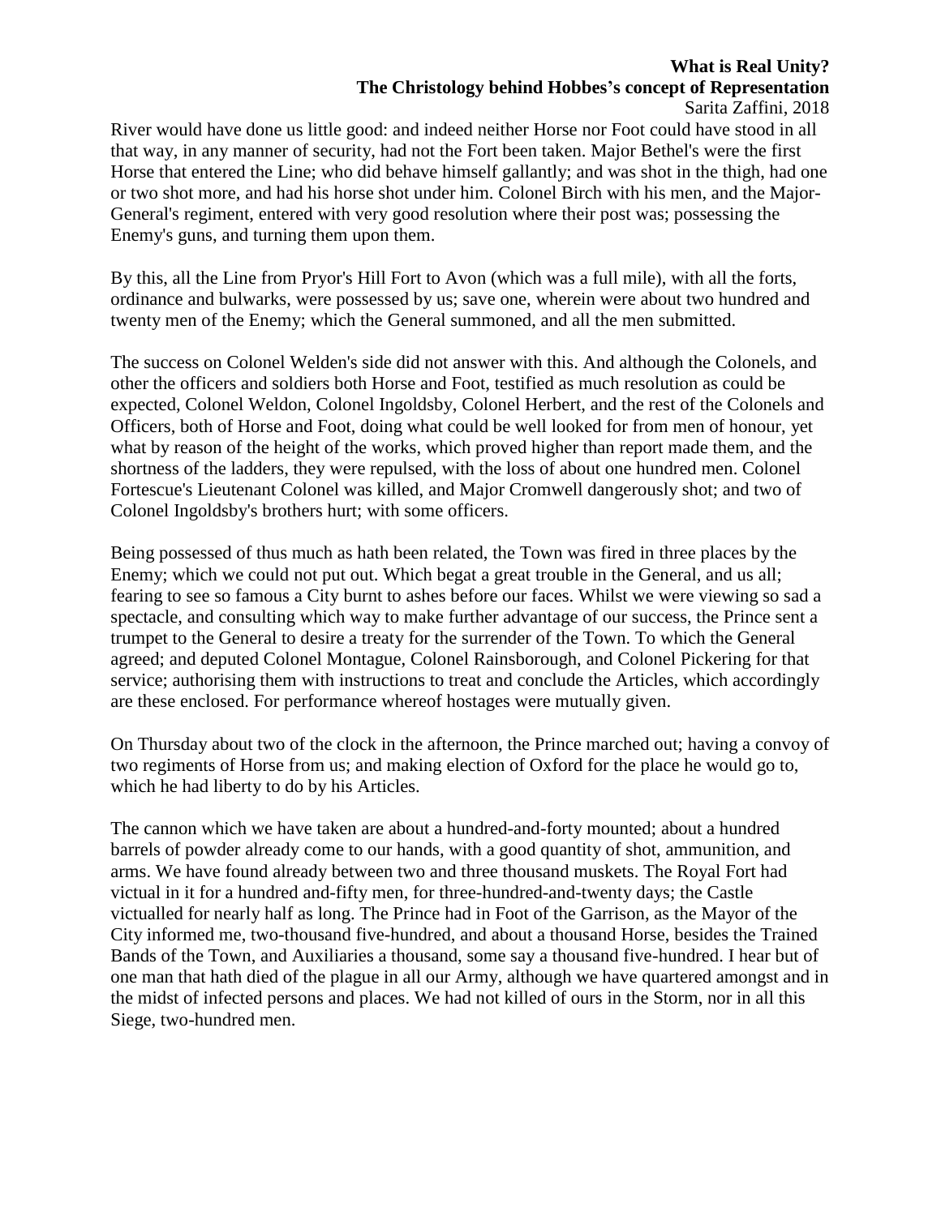River would have done us little good: and indeed neither Horse nor Foot could have stood in all that way, in any manner of security, had not the Fort been taken. Major Bethel's were the first Horse that entered the Line; who did behave himself gallantly; and was shot in the thigh, had one or two shot more, and had his horse shot under him. Colonel Birch with his men, and the Major-General's regiment, entered with very good resolution where their post was; possessing the Enemy's guns, and turning them upon them.

By this, all the Line from Pryor's Hill Fort to Avon (which was a full mile), with all the forts, ordinance and bulwarks, were possessed by us; save one, wherein were about two hundred and twenty men of the Enemy; which the General summoned, and all the men submitted.

The success on Colonel Welden's side did not answer with this. And although the Colonels, and other the officers and soldiers both Horse and Foot, testified as much resolution as could be expected, Colonel Weldon, Colonel Ingoldsby, Colonel Herbert, and the rest of the Colonels and Officers, both of Horse and Foot, doing what could be well looked for from men of honour, yet what by reason of the height of the works, which proved higher than report made them, and the shortness of the ladders, they were repulsed, with the loss of about one hundred men. Colonel Fortescue's Lieutenant Colonel was killed, and Major Cromwell dangerously shot; and two of Colonel Ingoldsby's brothers hurt; with some officers.

Being possessed of thus much as hath been related, the Town was fired in three places by the Enemy; which we could not put out. Which begat a great trouble in the General, and us all; fearing to see so famous a City burnt to ashes before our faces. Whilst we were viewing so sad a spectacle, and consulting which way to make further advantage of our success, the Prince sent a trumpet to the General to desire a treaty for the surrender of the Town. To which the General agreed; and deputed Colonel Montague, Colonel Rainsborough, and Colonel Pickering for that service; authorising them with instructions to treat and conclude the Articles, which accordingly are these enclosed. For performance whereof hostages were mutually given.

On Thursday about two of the clock in the afternoon, the Prince marched out; having a convoy of two regiments of Horse from us; and making election of Oxford for the place he would go to, which he had liberty to do by his Articles.

The cannon which we have taken are about a hundred-and-forty mounted; about a hundred barrels of powder already come to our hands, with a good quantity of shot, ammunition, and arms. We have found already between two and three thousand muskets. The Royal Fort had victual in it for a hundred and-fifty men, for three-hundred-and-twenty days; the Castle victualled for nearly half as long. The Prince had in Foot of the Garrison, as the Mayor of the City informed me, two-thousand five-hundred, and about a thousand Horse, besides the Trained Bands of the Town, and Auxiliaries a thousand, some say a thousand five-hundred. I hear but of one man that hath died of the plague in all our Army, although we have quartered amongst and in the midst of infected persons and places. We had not killed of ours in the Storm, nor in all this Siege, two-hundred men.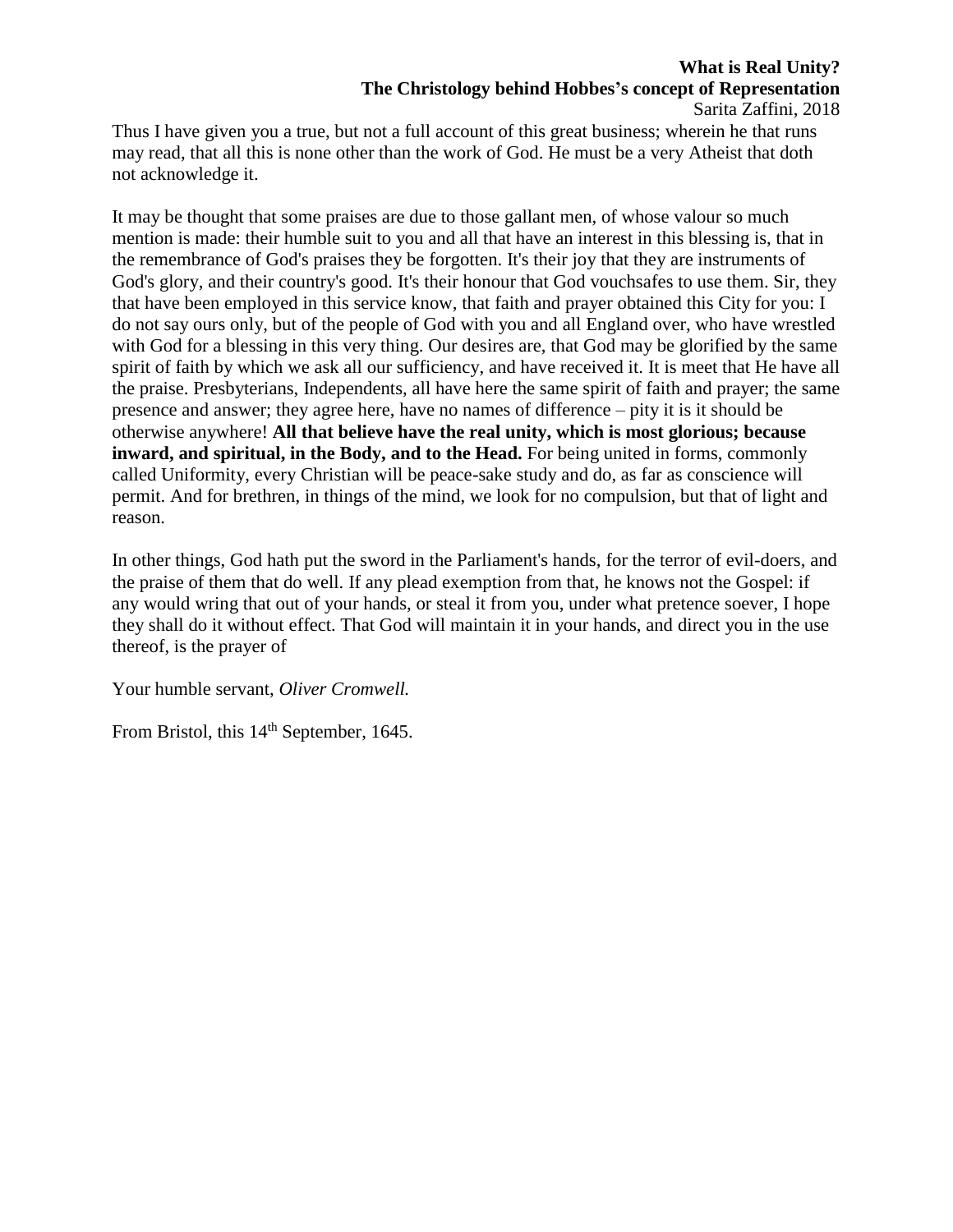Thus I have given you a true, but not a full account of this great business; wherein he that runs may read, that all this is none other than the work of God. He must be a very Atheist that doth not acknowledge it.

It may be thought that some praises are due to those gallant men, of whose valour so much mention is made: their humble suit to you and all that have an interest in this blessing is, that in the remembrance of God's praises they be forgotten. It's their joy that they are instruments of God's glory, and their country's good. It's their honour that God vouchsafes to use them. Sir, they that have been employed in this service know, that faith and prayer obtained this City for you: I do not say ours only, but of the people of God with you and all England over, who have wrestled with God for a blessing in this very thing. Our desires are, that God may be glorified by the same spirit of faith by which we ask all our sufficiency, and have received it. It is meet that He have all the praise. Presbyterians, Independents, all have here the same spirit of faith and prayer; the same presence and answer; they agree here, have no names of difference – pity it is it should be otherwise anywhere! **All that believe have the real unity, which is most glorious; because inward, and spiritual, in the Body, and to the Head.** For being united in forms, commonly called Uniformity, every Christian will be peace-sake study and do, as far as conscience will permit. And for brethren, in things of the mind, we look for no compulsion, but that of light and reason.

In other things, God hath put the sword in the Parliament's hands, for the terror of evil-doers, and the praise of them that do well. If any plead exemption from that, he knows not the Gospel: if any would wring that out of your hands, or steal it from you, under what pretence soever, I hope they shall do it without effect. That God will maintain it in your hands, and direct you in the use thereof, is the prayer of

Your humble servant, *Oliver Cromwell.*

From Bristol, this 14th September, 1645.